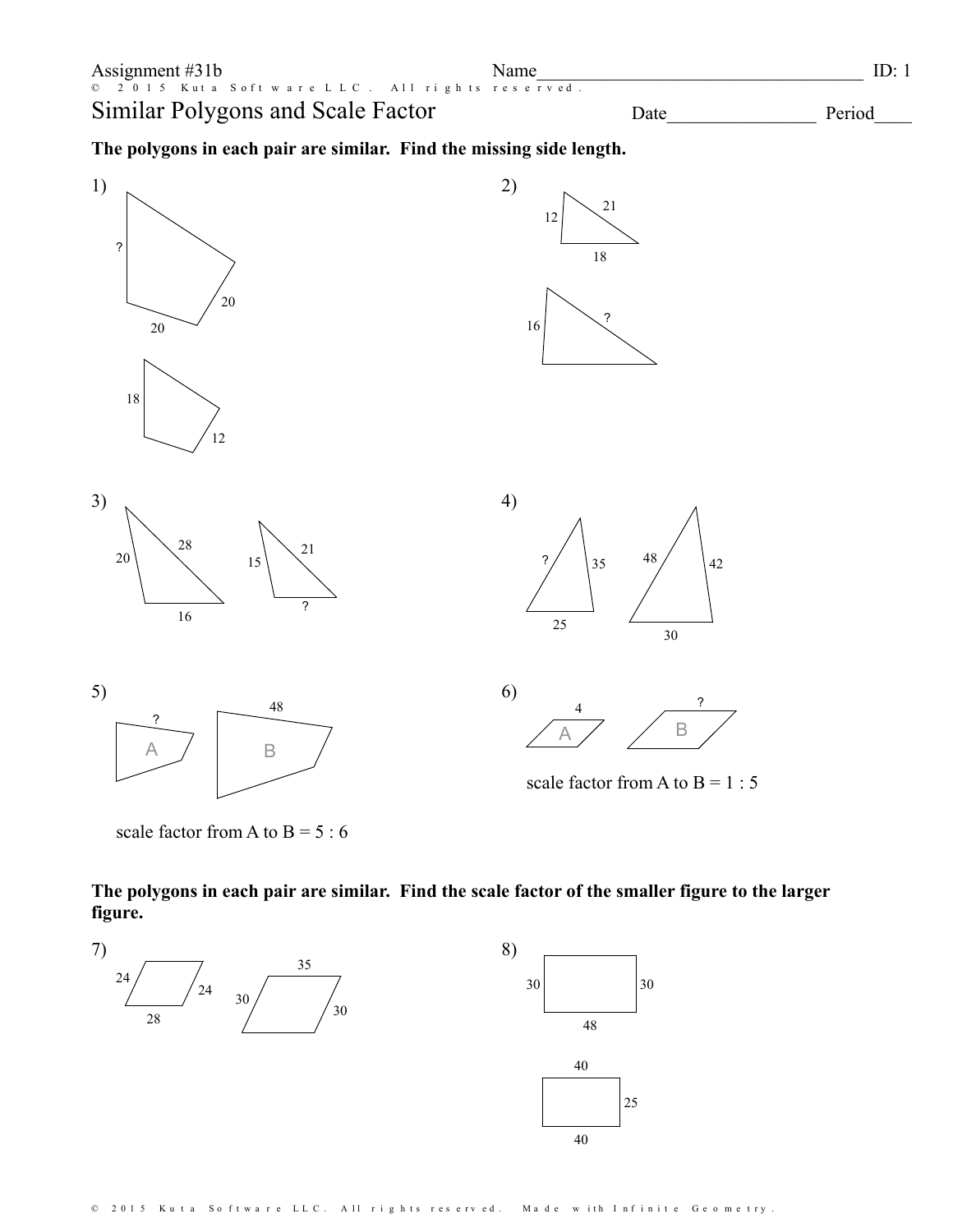Assignment #31b

Name\_\_\_\_\_\_\_\_\_\_\_\_\_\_\_\_\_\_\_\_\_\_\_\_\_\_\_\_\_\_\_\_\_\_\_\_ ID: 1

© 2015 Kuta Software LLC. All rights reserved.

# Similar Polygons and Scale Factor

Date\_\_\_\_\_\_\_\_\_\_\_\_\_\_\_\_ Period\_\_\_\_

**The polygons in each pair are similar. Find the missing side length.**

1) ? 20 20 18 12

2) 12 21 18 16 ?

3) 20 28 16 15 21 ?

4) ? 35 25 48 42 30

5) ? 48 A B

scale factor from A to B = 5 : 6

6) 4 ? A B

scale factor from A to B = 1 : 5

**The polygons in each pair are similar. Find the scale factor of the smaller figure to the larger figure.**

7) 24 24 28 35 30 30

8) 30 30 48 40 25 40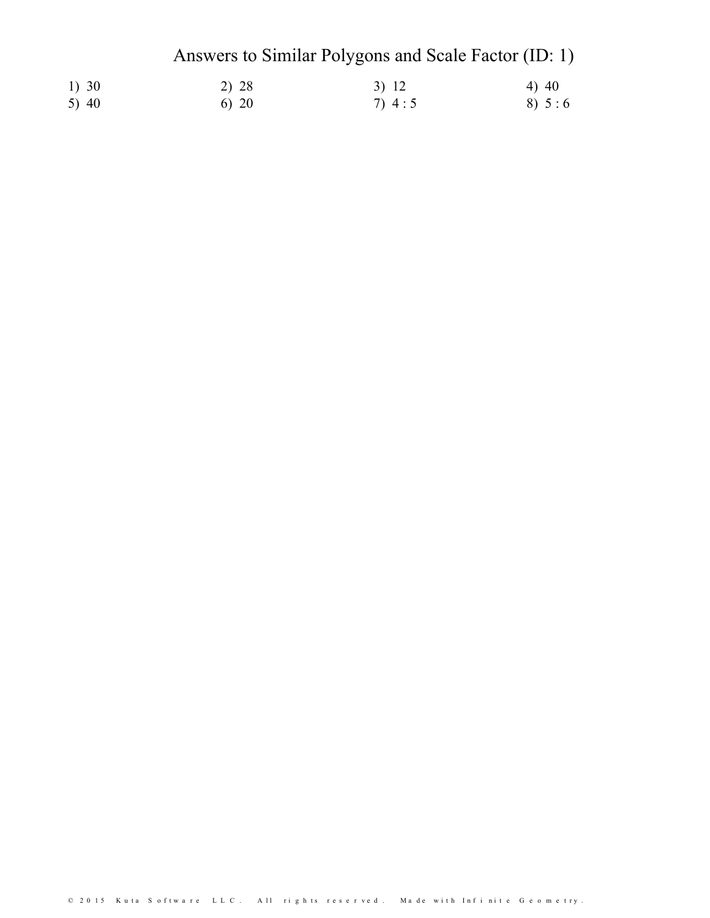# Answers to Similar Polygons and Scale Factor (ID: 1)

1) 30
2) 28
3) 12
4) 40
5) 40
6) 20
7) 4 : 5
8) 5 : 6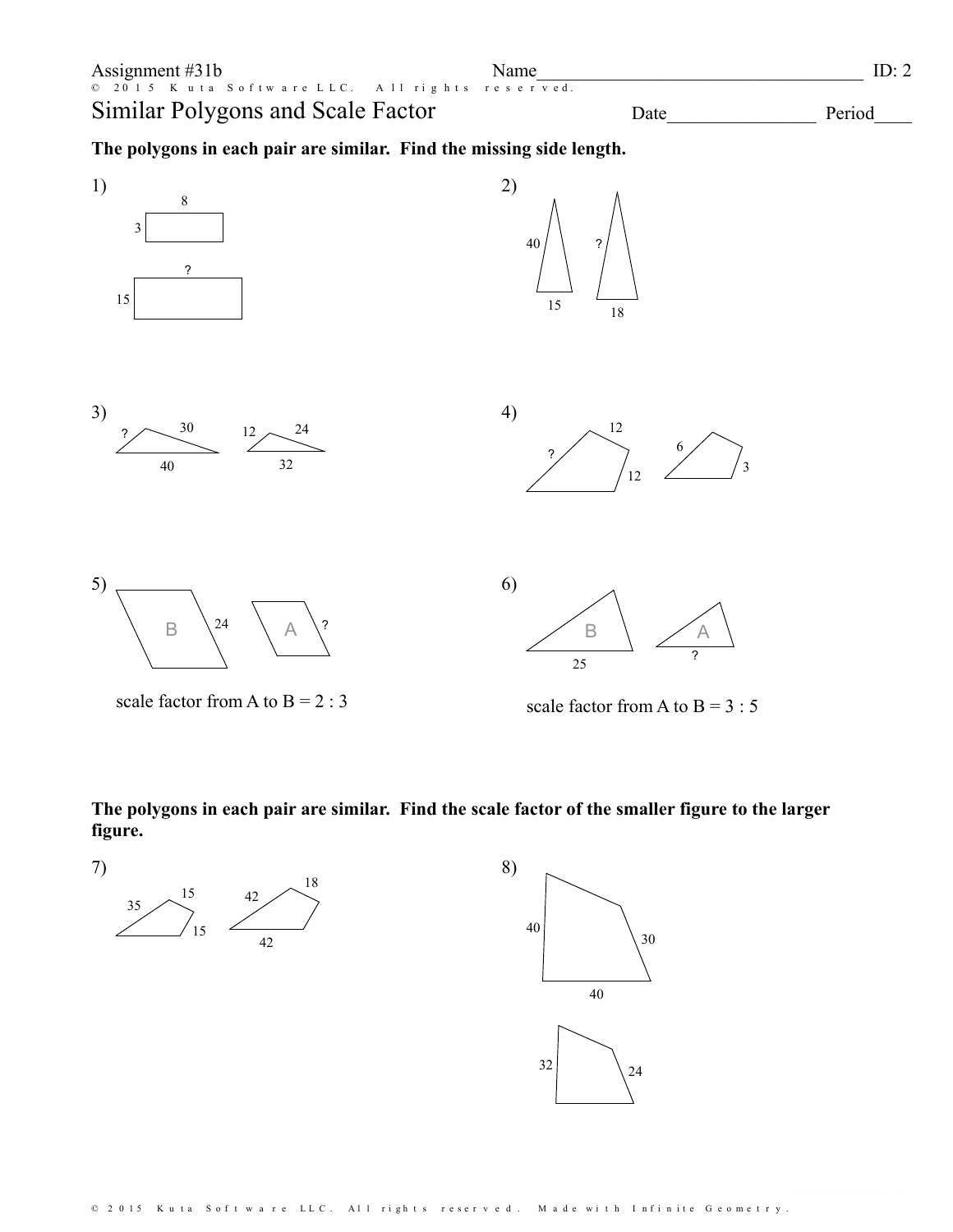Assignment #31b Name\_\_\_\_\_\_\_\_\_\_\_\_\_\_\_\_\_\_\_\_\_\_\_\_\_\_\_\_\_\_\_\_\_\_\_ ID: 2

# Similar Polygons and Scale Factor

Date\_\_\_\_\_\_\_\_\_\_\_\_\_\_\_\_ Period\_\_\_\_

**The polygons in each pair are similar. Find the missing side length.**

1) 8, 3; ?, 15

2) 40, 15; ?, 18

3) ?, 30, 40; 12, 24, 32

4) 12, ?, 12; 6, 3

5) B: 24; A: ?

scale factor from A to B = 2 : 3

6) B: 25; A: ?

scale factor from A to B = 3 : 5

**The polygons in each pair are similar. Find the scale factor of the smaller figure to the larger figure.**

7) 35, 15, 15; 42, 18, 42

8) 40, 30, 40; 32, 24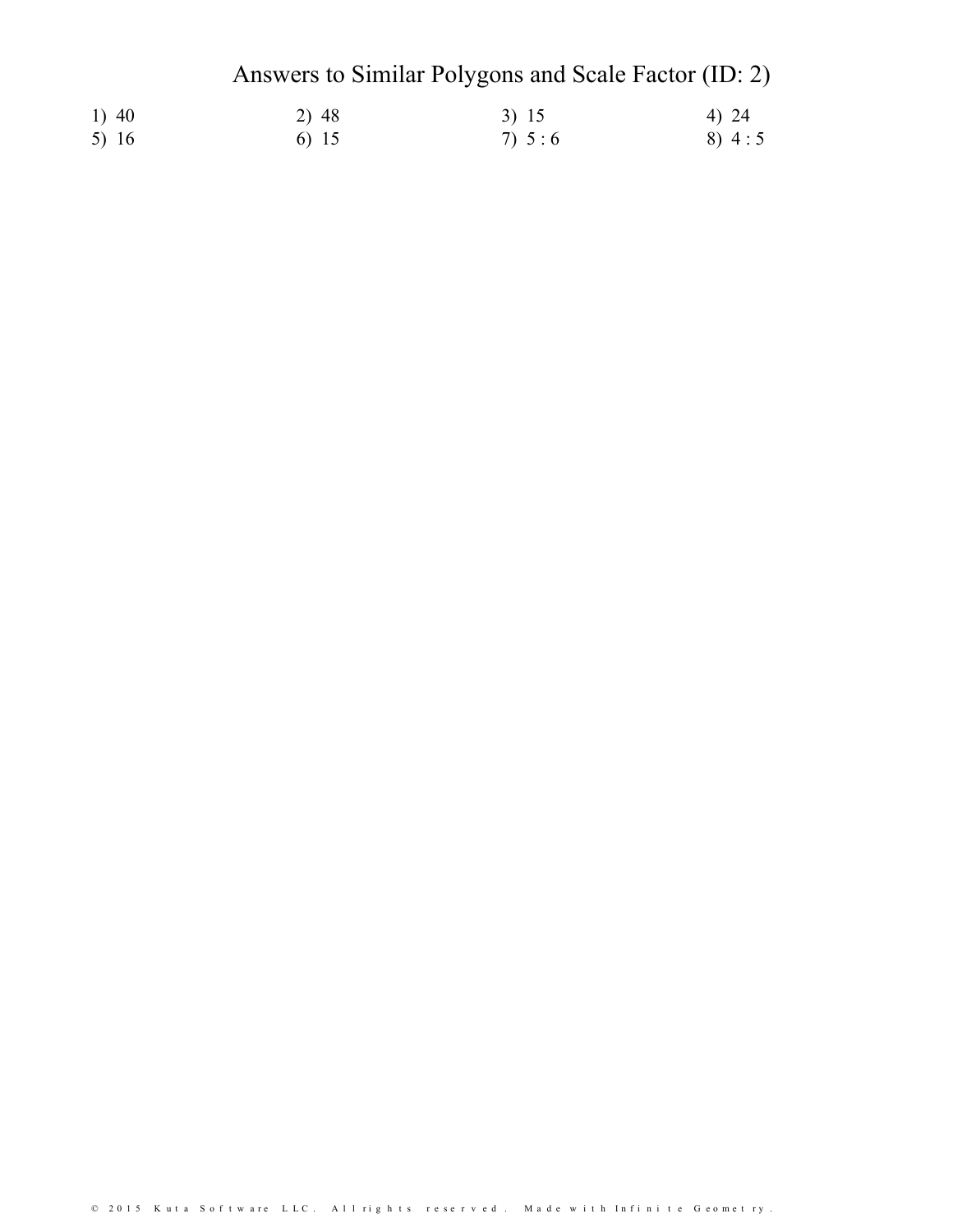# Answers to Similar Polygons and Scale Factor (ID: 2)

1) 40
2) 48
3) 15
4) 24
5) 16
6) 15
7) 5 : 6
8) 4 : 5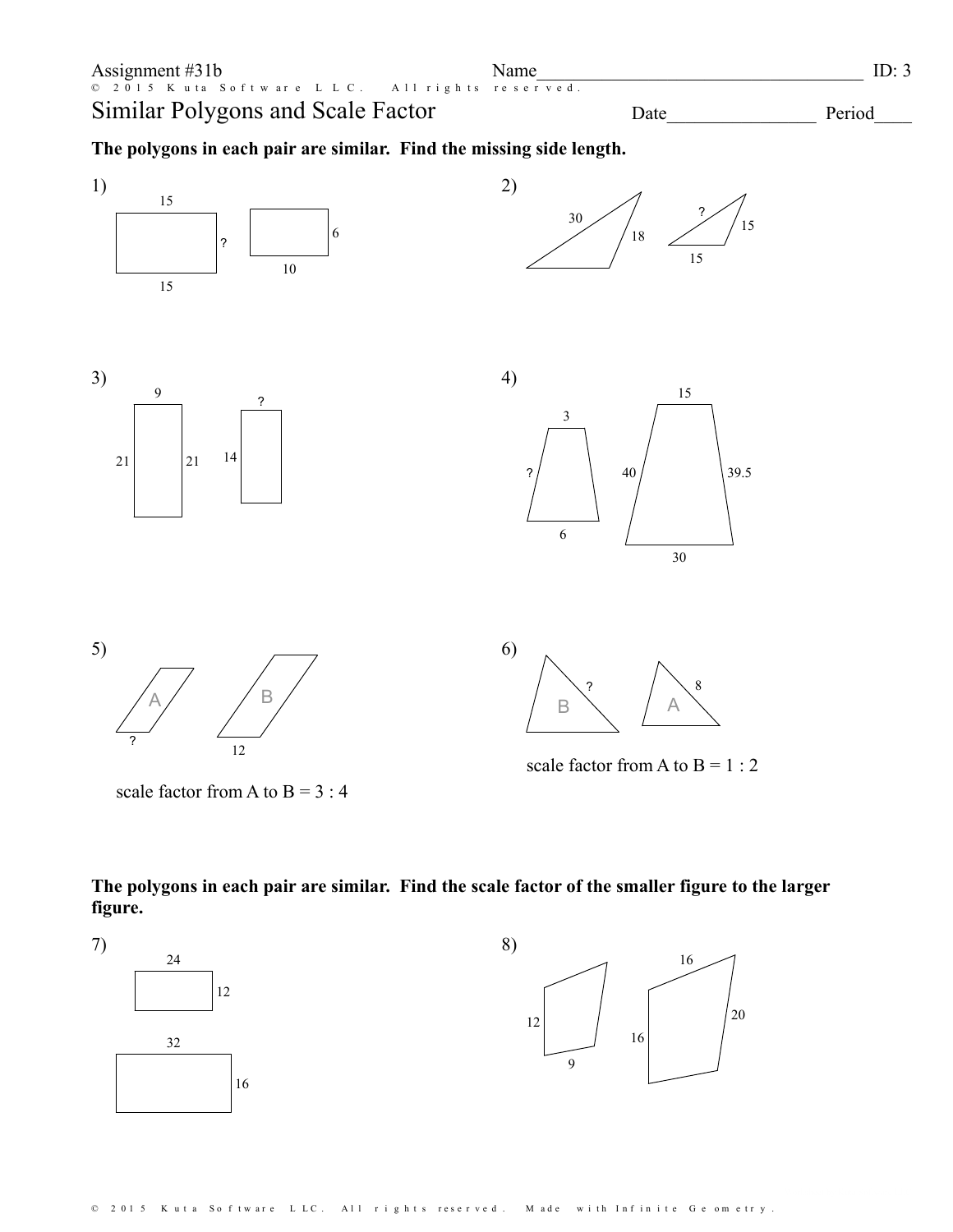Assignment #31b

Name____________________________________ ID: 3

© 2015 Kuta Software LLC. All rights reserved.

# Similar Polygons and Scale Factor

Date________________ Period____

**The polygons in each pair are similar. Find the missing side length.**

1) 15, 15, ?, 6, 10

2) 30, 18, ?, 15, 15

3) 9, 21, 21, ?, 14

4) 3, ?, 6, 15, 40, 39.5, 30

5) A, ?, B, 12

scale factor from A to B = 3 : 4

6) B, ?, A, 8

scale factor from A to B = 1 : 2

**The polygons in each pair are similar. Find the scale factor of the smaller figure to the larger figure.**

7) 24, 12, 32, 16

8) 12, 9, 16, 16, 20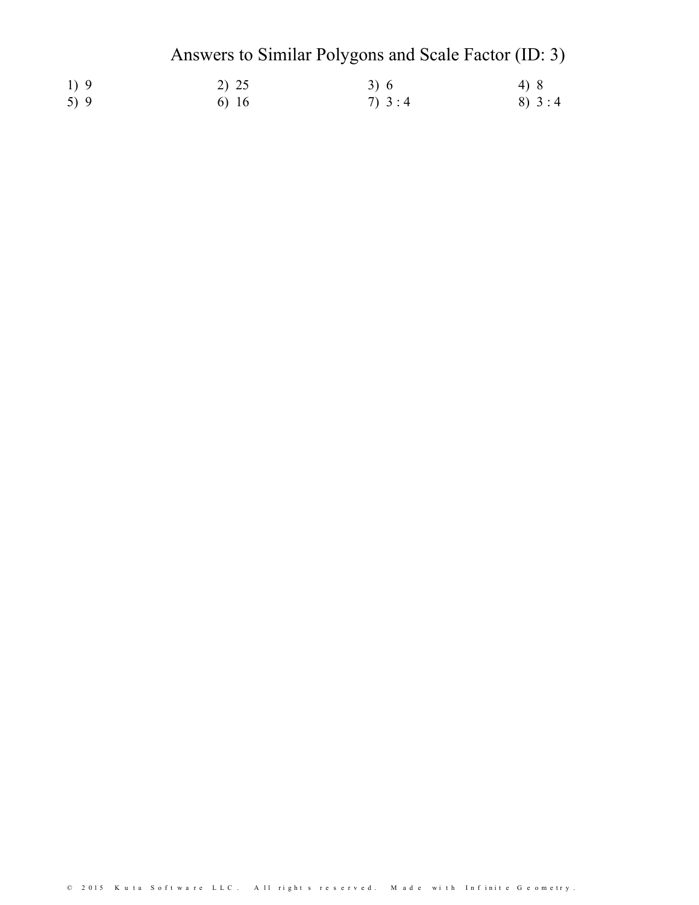# Answers to Similar Polygons and Scale Factor (ID: 3)

1) 9
2) 25
3) 6
4) 8
5) 9
6) 16
7) 3 : 4
8) 3 : 4

© 2015 Kuta Software LLC. All rights reserved. Made with Infinite Geometry.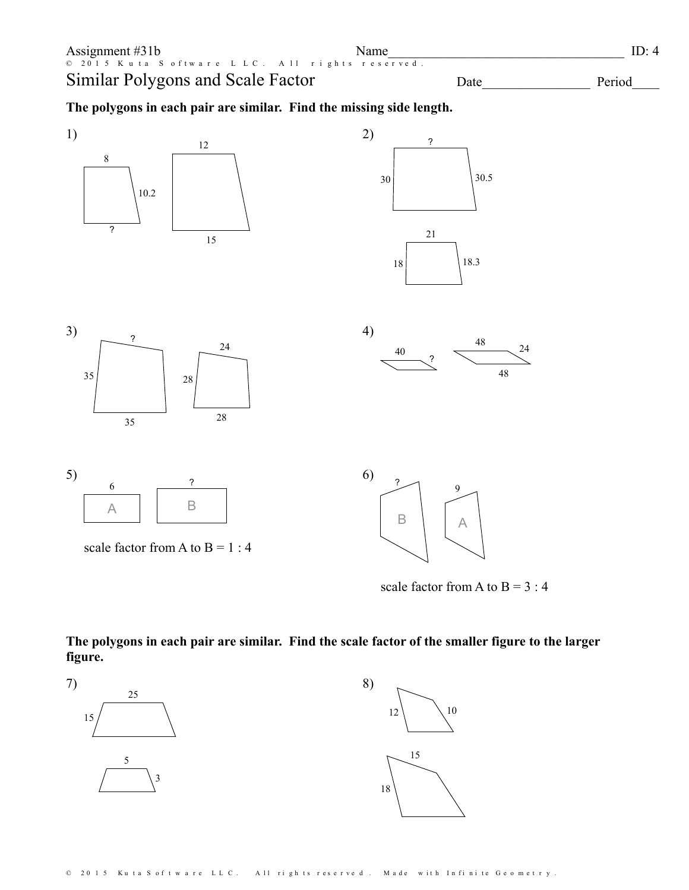Assignment #31b

Name___________________________________ ID: 4

# Similar Polygons and Scale Factor

Date________________ Period____

**The polygons in each pair are similar. Find the missing side length.**

1) 8, 10.2, ?; 12, 15

2) ?, 30, 30.5; 21, 18, 18.3

3) ?, 35, 35; 24, 28, 28

4) 40, ?; 48, 24, 48

5) A: 6; B: ?

scale factor from A to B = 1 : 4

6) B: ?; A: 9

scale factor from A to B = 3 : 4

**The polygons in each pair are similar. Find the scale factor of the smaller figure to the larger figure.**

7) 25, 15; 5, 3

8) 12, 10; 15, 18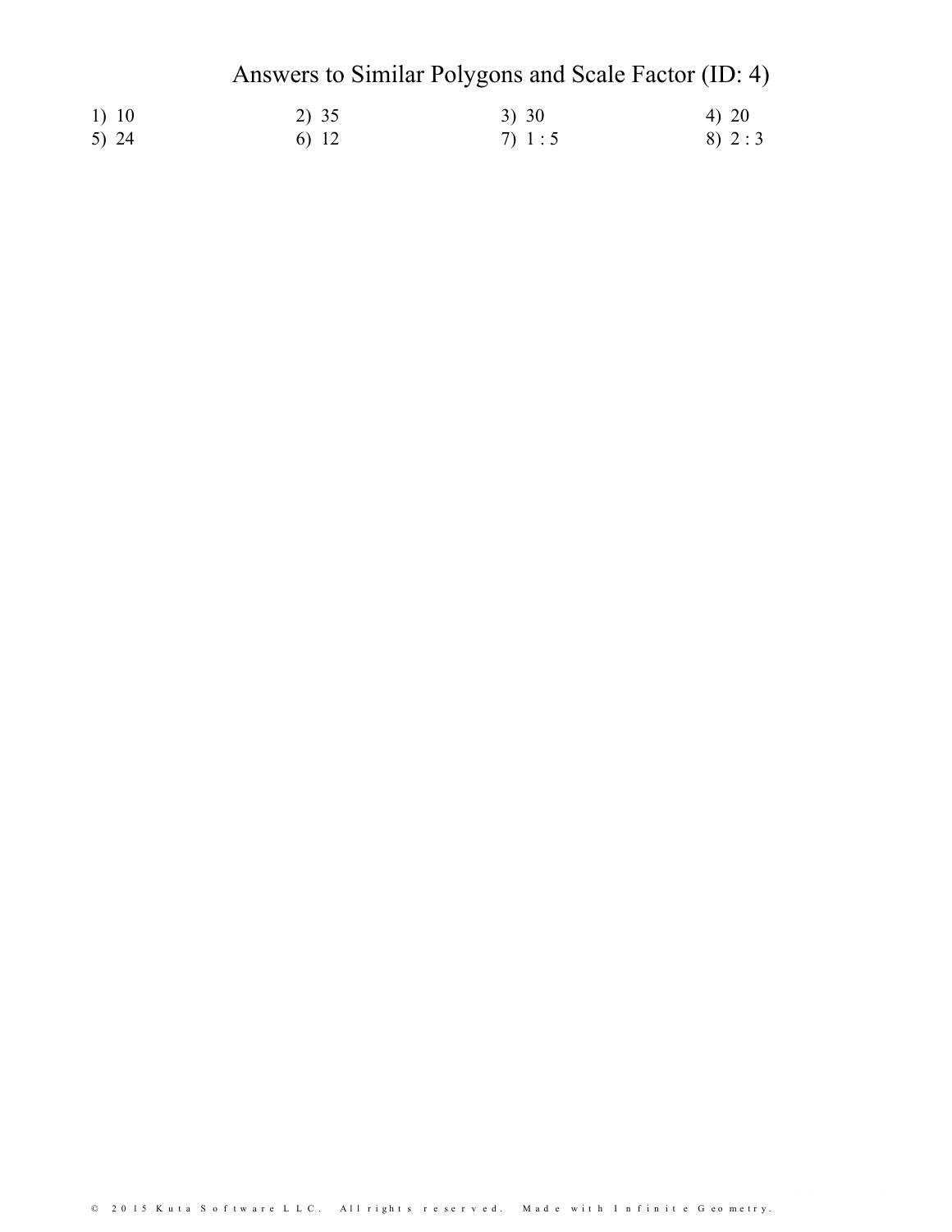# Answers to Similar Polygons and Scale Factor (ID: 4)

1) 10 2) 35 3) 30 4) 20
5) 24 6) 12 7) 1 : 5 8) 2 : 3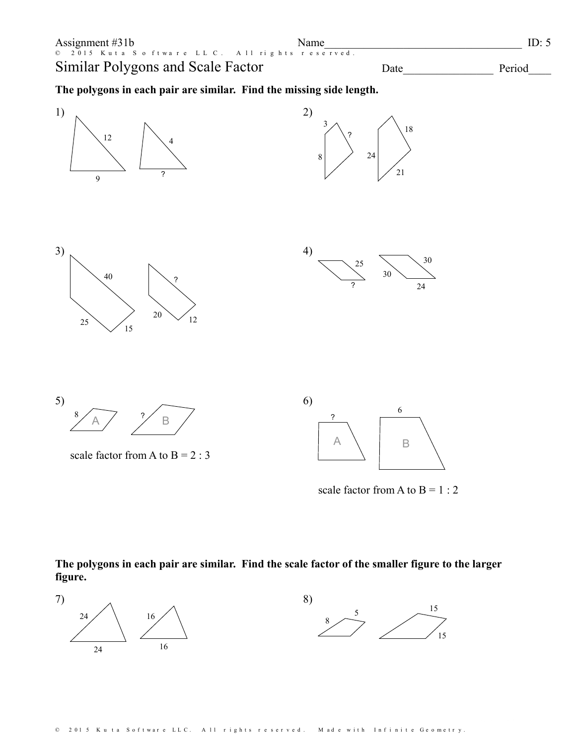Assignment #31b Name_________________________________ ID: 5

© 2015 Kuta Software LLC. All rights reserved.

# Similar Polygons and Scale Factor

Date________________ Period____

**The polygons in each pair are similar. Find the missing side length.**

1) 12, 9 — 4, ?

2) 3, 8 — ?, 18, 24, 21

3) 40, 25, 15 — ?, 20, 12

4) 25, ? — 30, 30, 24

5) A: 8 — B: ?

scale factor from A to B = 2 : 3

6) A: ? — B: 6

scale factor from A to B = 1 : 2

**The polygons in each pair are similar. Find the scale factor of the smaller figure to the larger figure.**

7) 24, 24 — 16, 16

8) 8, 5 — 15, 15

© 2015 Kuta Software LLC. All rights reserved. Made with Infinite Geometry.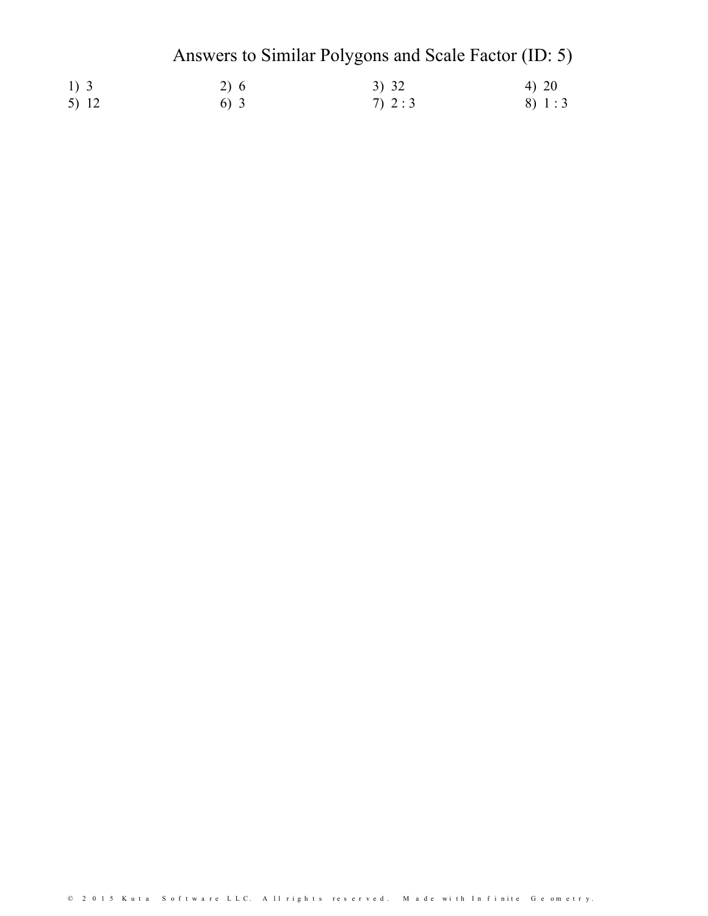# Answers to Similar Polygons and Scale Factor (ID: 5)

| | | | |
|---|---|---|---|
| 1) 3 | 2) 6 | 3) 32 | 4) 20 |
| 5) 12 | 6) 3 | 7) 2 : 3 | 8) 1 : 3 |

© 2015 Kuta Software LLC. All rights reserved. Made with Infinite Geometry.